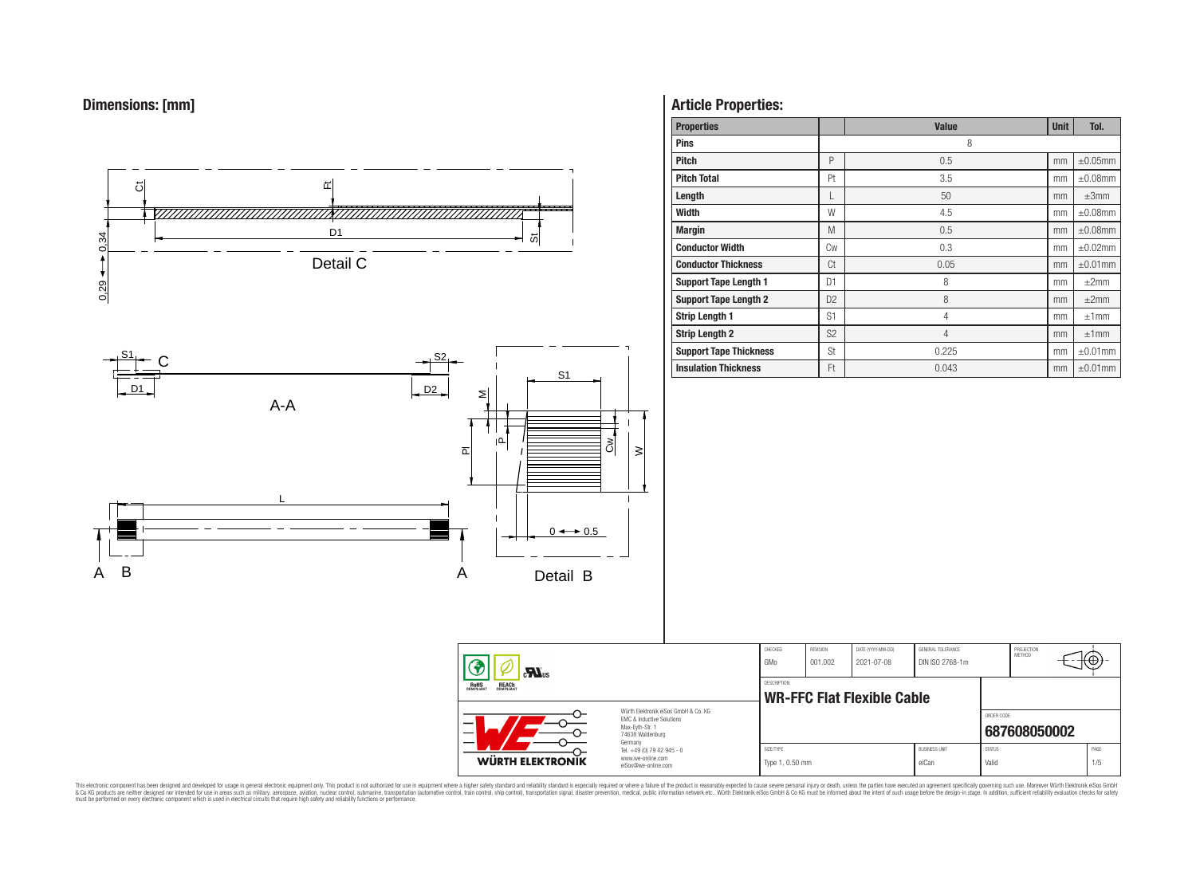## Dimensions: [mm]

Detail C

A-A

Detail B

## Article Properties:

| Properties | | Value | Unit | Tol. |
|---|---|---|---|---|
| **Pins** | | 8 | | |
| **Pitch** | P | 0.5 | mm | ±0.05mm |
| **Pitch Total** | Pt | 3.5 | mm | ±0.08mm |
| **Length** | L | 50 | mm | ±3mm |
| **Width** | W | 4.5 | mm | ±0.08mm |
| **Margin** | M | 0.5 | mm | ±0.08mm |
| **Conductor Width** | Cw | 0.3 | mm | ±0.02mm |
| **Conductor Thickness** | Ct | 0.05 | mm | ±0.01mm |
| **Support Tape Length 1** | D1 | 8 | mm | ±2mm |
| **Support Tape Length 2** | D2 | 8 | mm | ±2mm |
| **Strip Length 1** | S1 | 4 | mm | ±1mm |
| **Strip Length 2** | S2 | 4 | mm | ±1mm |
| **Support Tape Thickness** | St | 0.225 | mm | ±0.01mm |
| **Insulation Thickness** | Ft | 0.043 | mm | ±0.01mm |

| CHECKED | REVISION | DATE (YYYY-MM-DD) | GENERAL TOLERANCE | PROJECTION METHOD |
|---|---|---|---|---|
| GMo | 001.002 | 2021-07-08 | DIN ISO 2768-1m | |

DESCRIPTION: **WR-FFC Flat Flexible Cable**

ORDER CODE: **687608050002**

| SIZE/TYPE | BUSINESS UNIT | STATUS | PAGE |
|---|---|---|---|
| Type 1, 0.50 mm | eiCan | Valid | 1/5 |

Würth Elektronik eiSos GmbH & Co. KG
EMC & Inductive Solutions
Max-Eyth-Str. 1
74638 Waldenburg
Germany
Tel. +49 (0) 79 42 945 - 0
www.we-online.com
eiSos@we-online.com

WÜRTH ELEKTRONIK

This electronic component has been designed and developed for usage in general electronic equipment only. This product is not authorized for use in equipment where a higher safety standard and reliability standard is especially required or where a failure of the product is reasonably expected to cause severe personal injury or death, unless the parties have executed an agreement specifically governing such usage. Moreover Würth Elektronik eiSos GmbH & Co KG products are neither designed nor intended for use in areas such as military, aerospace, aviation, nuclear control, submarine, transportation (automotive control, train control, ship control), transportation signal, disaster prevention, medical, public information network etc.. Würth Elektronik eiSos GmbH & Co KG must be informed about the intent of such usage before the design-in stage. In addition, sufficient reliability evaluation checks for safety must be performed on every electronic component which is used in electrical circuits that require high safety and reliability functions or performance.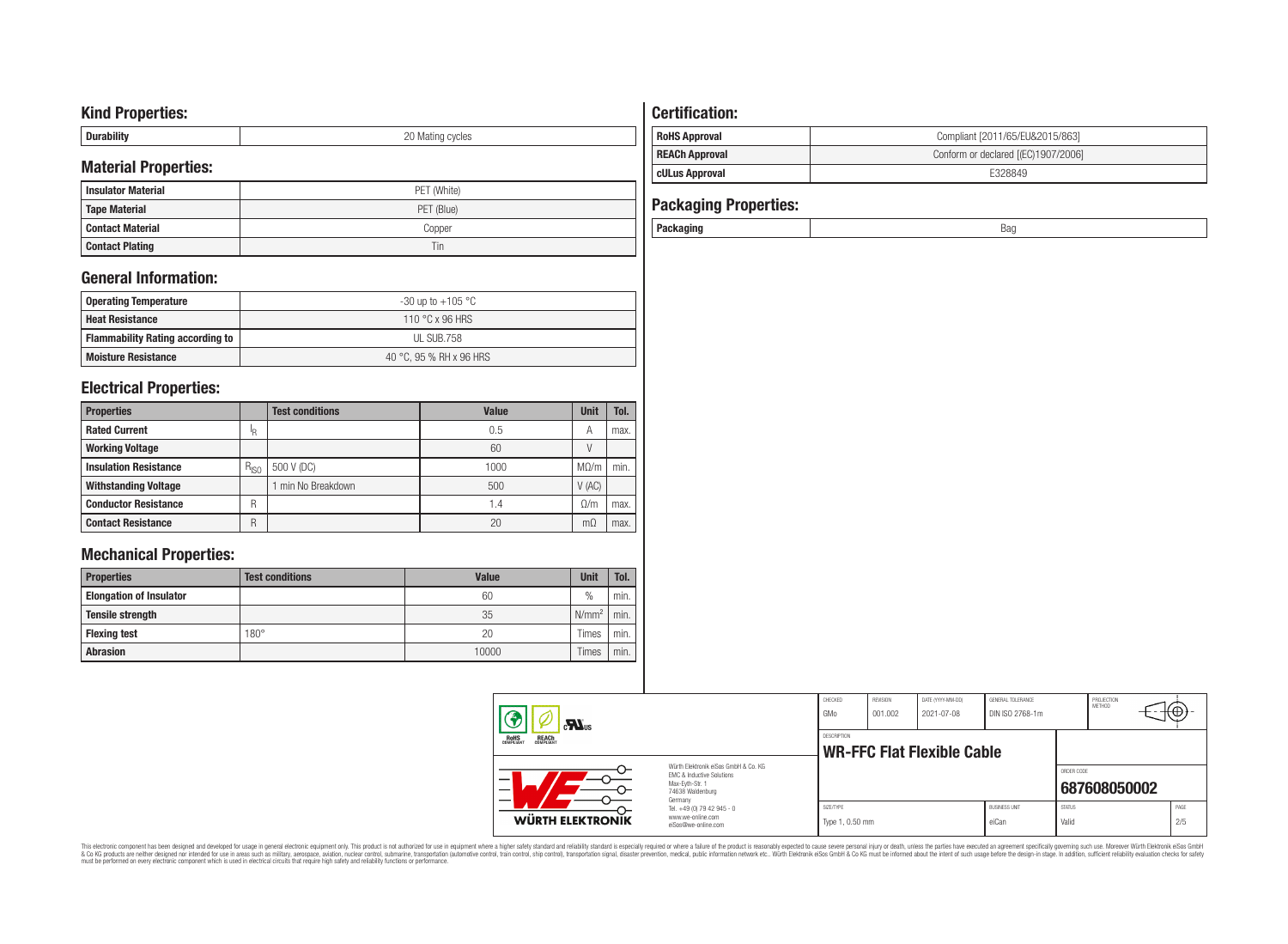## Kind Properties:

| Durability | 20 Mating cycles |
|---|---|

## Material Properties:

| Insulator Material | PET (White) |
|---|---|
| Tape Material | PET (Blue) |
| Contact Material | Copper |
| Contact Plating | Tin |

## General Information:

| Operating Temperature | -30 up to +105 °C |
|---|---|
| Heat Resistance | 110 °C x 96 HRS |
| Flammability Rating according to | UL SUB.758 |
| Moisture Resistance | 40 °C, 95 % RH x 96 HRS |

## Electrical Properties:

| Properties | | Test conditions | Value | Unit | Tol. |
|---|---|---|---|---|---|
| Rated Current | $I_R$ | | 0.5 | A | max. |
| Working Voltage | | | 60 | V | |
| Insulation Resistance | $R_{ISO}$ | 500 V (DC) | 1000 | MΩ/m | min. |
| Withstanding Voltage | | 1 min No Breakdown | 500 | V (AC) | |
| Conductor Resistance | R | | 1.4 | Ω/m | max. |
| Contact Resistance | R | | 20 | mΩ | max. |

## Mechanical Properties:

| Properties | Test conditions | Value | Unit | Tol. |
|---|---|---|---|---|
| Elongation of Insulator | | 60 | % | min. |
| Tensile strength | | 35 | $N/mm^2$ | min. |
| Flexing test | 180° | 20 | Times | min. |
| Abrasion | | 10000 | Times | min. |

## Certification:

| RoHS Approval | Compliant [2011/65/EU&2015/863] |
|---|---|
| REACh Approval | Conform or declared [(EC)1907/2006] |
| cULus Approval | E328849 |

## Packaging Properties:

| Packaging | Bag |
|---|---|

| CHECKED | REVISION | DATE (YYYY-MM-DD) | GENERAL TOLERANCE | PROJECTION METHOD |
|---|---|---|---|---|
| GMo | 001.002 | 2021-07-08 | DIN ISO 2768-1m | |

DESCRIPTION: **WR-FFC Flat Flexible Cable**

ORDER CODE: **687608050002**

| SIZE/TYPE | BUSINESS UNIT | STATUS | PAGE |
|---|---|---|---|
| Type 1, 0.50 mm | eiCan | Valid | 2/5 |

Würth Elektronik eiSos GmbH & Co. KG
EMC & Inductive Solutions
Max-Eyth-Str. 1
74638 Waldenburg
Germany
Tel. +49 (0) 79 42 945 - 0
www.we-online.com
eiSos@we-online.com

This electronic component has been designed and developed for usage in general electronic equipment only. This product is not authorized for use in equipment where a higher safety standard and reliability standard is especially required or where a failure of the product is reasonably expected to cause severe personal injury or death, unless the parties have executed an agreement specifically governing such use. Moreover Würth Elektronik eiSos GmbH & Co KG products are neither designed nor intended for use in areas such as military, aerospace, aviation, nuclear control, submarine, transportation (automotive control, train control, ship control), transportation signal, disaster prevention, medical, public information network etc.. Würth Elektronik eiSos GmbH & Co KG must be informed about the intent of such usage before the design-in stage. In addition, sufficient reliability evaluation checks for safety must be performed on every electronic component which is used in electrical circuits that require high safety and reliability functions or performance.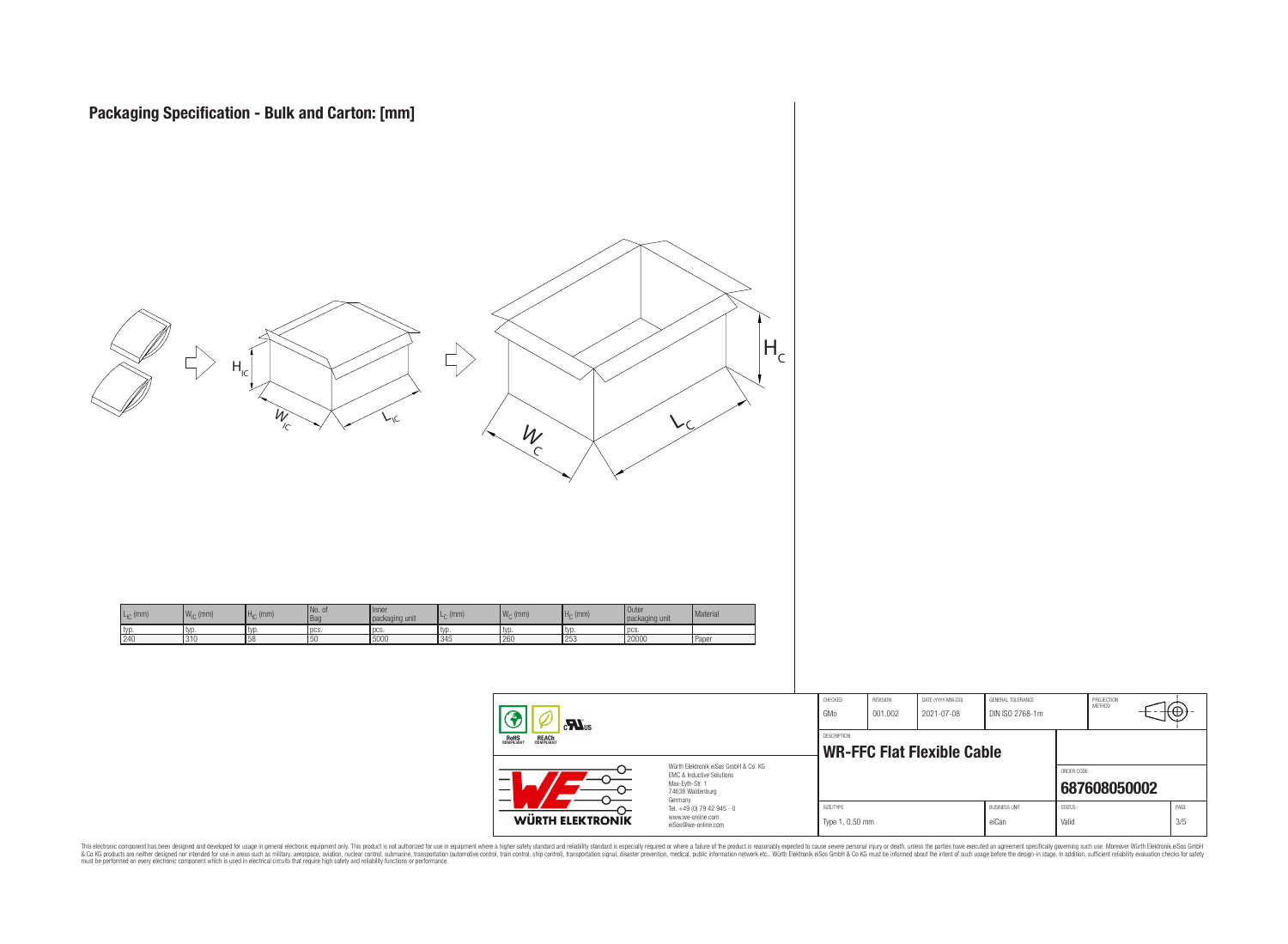## Packaging Specification - Bulk and Carton: [mm]

| $L_{IC}$ (mm) | $W_{IC}$ (mm) | $H_{IC}$ (mm) | No. of Bag | Inner packaging unit | $L_C$ (mm) | $W_C$ (mm) | $H_C$ (mm) | Outer packaging unit | Material |
|---|---|---|---|---|---|---|---|---|---|
| typ. | typ. | typ. | pcs. | pcs. | typ. | typ. | typ. | pcs. | |
| 240 | 310 | 58 | 50 | 5000 | 345 | 260 | 253 | 20000 | Paper |

| CHECKED | REVISION | DATE (YYYY-MM-DD) | GENERAL TOLERANCE | PROJECTION METHOD |
|---|---|---|---|---|
| GMo | 001.002 | 2021-07-08 | DIN ISO 2768-1m | |

DESCRIPTION

**WR-FFC Flat Flexible Cable**

ORDER CODE: **687608050002**

| SIZE/TYPE | BUSINESS UNIT | STATUS | PAGE |
|---|---|---|---|
| Type 1, 0.50 mm | eiCan | Valid | 3/5 |

Würth Elektronik eiSos GmbH & Co. KG
EMC & Inductive Solutions
Max-Eyth-Str. 1
74638 Waldenburg
Germany
Tel. +49 (0) 79 42 945 - 0
www.we-online.com
eiSos@we-online.com

This electronic component has been designed and developed for usage in general electronic equipment only. This product is not authorized for use in equipment where a higher safety standard and reliability standard is especially required or where a failure of the product is reasonably expected to cause severe personal injury or death, unless the parties have executed an agreement specifically governing such use. Moreover Würth Elektronik eiSos GmbH & Co KG products are neither designed nor intended for use in areas such as military, aerospace, aviation, nuclear control, submarine, transportation (automotive control, train control, ship control), transportation signal, disaster prevention, medical, public information network etc.. Würth Elektronik eiSos GmbH & Co KG must be informed about the intent of such usage before the design-in stage. In addition, sufficient reliability evaluation checks for safety must be performed on every electronic component which is used in electrical circuits that require high safety and reliability functions or performance.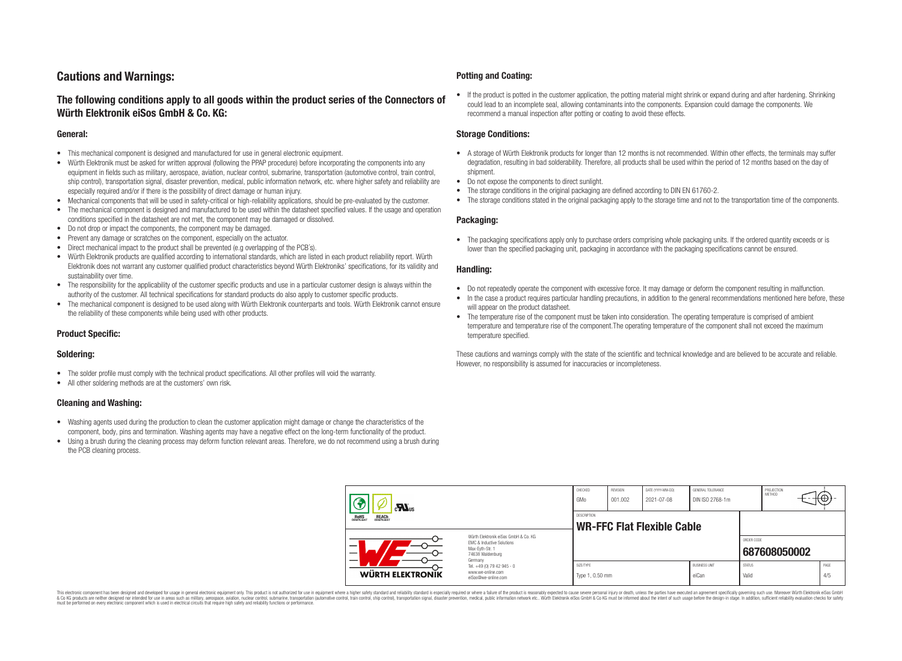# Cautions and Warnings:

## The following conditions apply to all goods within the product series of the Connectors of Würth Elektronik eiSos GmbH & Co. KG:

### General:

- This mechanical component is designed and manufactured for use in general electronic equipment.
- Würth Elektronik must be asked for written approval (following the PPAP procedure) before incorporating the components into any equipment in fields such as military, aerospace, aviation, nuclear control, submarine, transportation (automotive control, train control, ship control), transportation signal, disaster prevention, medical, public information network, etc. where higher safety and reliability are especially required and/or if there is the possibility of direct damage or human injury.
- Mechanical components that will be used in safety-critical or high-reliability applications, should be pre-evaluated by the customer.
- The mechanical component is designed and manufactured to be used within the datasheet specified values. If the usage and operation conditions specified in the datasheet are not met, the component may be damaged or dissolved.
- Do not drop or impact the components, the component may be damaged.
- Prevent any damage or scratches on the component, especially on the actuator.
- Direct mechanical impact to the product shall be prevented (e.g overlapping of the PCB´s).
- Würth Elektronik products are qualified according to international standards, which are listed in each product reliability report. Würth Elektronik does not warrant any customer qualified product characteristics beyond Würth Elektroniks' specifications, for its validity and sustainability over time.
- The responsibility for the applicability of the customer specific products and use in a particular customer design is always within the authority of the customer. All technical specifications for standard products do also apply to customer specific products.
- The mechanical component is designed to be used along with Würth Elektronik counterparts and tools. Würth Elektronik cannot ensure the reliability of these components while being used with other products.

### Product Specific:

### Soldering:

- The solder profile must comply with the technical product specifications. All other profiles will void the warranty.
- All other soldering methods are at the customers' own risk.

### Cleaning and Washing:

- Washing agents used during the production to clean the customer application might damage or change the characteristics of the component, body, pins and termination. Washing agents may have a negative effect on the long-term functionality of the product.
- Using a brush during the cleaning process may deform function relevant areas. Therefore, we do not recommend using a brush during the PCB cleaning process.

### Potting and Coating:

- If the product is potted in the customer application, the potting material might shrink or expand during and after hardening. Shrinking could lead to an incomplete seal, allowing contaminants into the components. Expansion could damage the components. We recommend a manual inspection after potting or coating to avoid these effects.

### Storage Conditions:

- A storage of Würth Elektronik products for longer than 12 months is not recommended. Within other effects, the terminals may suffer degradation, resulting in bad solderability. Therefore, all products shall be used within the period of 12 months based on the day of shipment.
- Do not expose the components to direct sunlight.
- The storage conditions in the original packaging are defined according to DIN EN 61760-2.
- The storage conditions stated in the original packaging apply to the storage time and not to the transportation time of the components.

### Packaging:

- The packaging specifications apply only to purchase orders comprising whole packaging units. If the ordered quantity exceeds or is lower than the specified packaging unit, packaging in accordance with the packaging specifications cannot be ensured.

### Handling:

- Do not repeatedly operate the component with excessive force. It may damage or deform the component resulting in malfunction.
- In the case a product requires particular handling precautions, in addition to the general recommendations mentioned here before, these will appear on the product datasheet.
- The temperature rise of the component must be taken into consideration. The operating temperature is comprised of ambient temperature and temperature rise of the component.The operating temperature of the component shall not exceed the maximum temperature specified.

These cautions and warnings comply with the state of the scientific and technical knowledge and are believed to be accurate and reliable. However, no responsibility is assumed for inaccuracies or incompleteness.

| CHECKED | REVISION | DATE (YYYY-MM-DD) | GENERAL TOLERANCE | PROJECTION METHOD |
|---|---|---|---|---|
| GMo | 001.002 | 2021-07-08 | DIN ISO 2768-1m | |

DESCRIPTION: **WR-FFC Flat Flexible Cable**

ORDER CODE: **687608050002**

| SIZE/TYPE | BUSINESS UNIT | STATUS | PAGE |
|---|---|---|---|
| Type 1, 0.50 mm | eiCan | Valid | 4/5 |

Würth Elektronik eiSos GmbH & Co. KG
EMC & Inductive Solutions
Max-Eyth-Str. 1
74638 Waldenburg
Germany
Tel. +49 (0) 79 42 945 - 0
www.we-online.com
eiSos@we-online.com

This electronic component has been designed and developed for usage in general electronic equipment only. This product is not authorized for use in equipment where a higher safety standard and reliability standard is especially required or where a failure of the product is reasonably expected to cause severe personal injury or death, unless the parties have executed an agreement specifically governing such usage. Moreover Würth Elektronik eiSos GmbH & Co KG products are neither designed nor intended for use in areas such as military, aerospace, aviation, nuclear control, submarine, transportation (automotive control, train control, ship control), transportation signal, disaster prevention, medical, public information network etc.. Würth Elektronik eiSos GmbH & Co KG must be informed about the intent of such usage before the design-in stage. In addition, sufficient reliability evaluation checks for safety must be performed on every electronic component which is used in electrical circuits that require high safety and reliability functions or performance.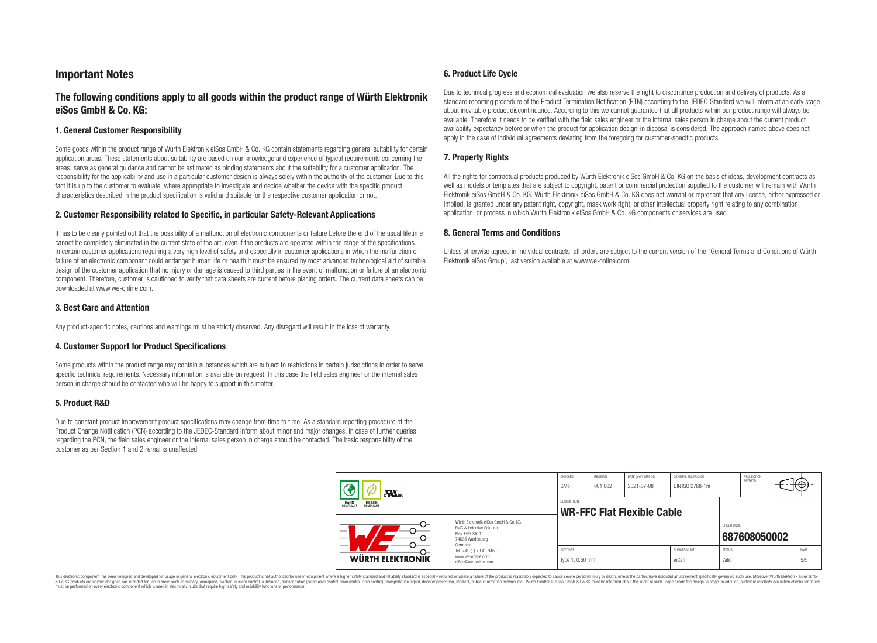# Important Notes

## The following conditions apply to all goods within the product range of Würth Elektronik eiSos GmbH & Co. KG:

### 1. General Customer Responsibility

Some goods within the product range of Würth Elektronik eiSos GmbH & Co. KG contain statements regarding general suitability for certain application areas. These statements about suitability are based on our knowledge and experience of typical requirements concerning the areas, serve as general guidance and cannot be estimated as binding statements about the suitability for a customer application. The responsibility for the applicability and use in a particular customer design is always solely within the authority of the customer. Due to this fact it is up to the customer to evaluate, where appropriate to investigate and decide whether the device with the specific product characteristics described in the product specification is valid and suitable for the respective customer application or not.

### 2. Customer Responsibility related to Specific, in particular Safety-Relevant Applications

It has to be clearly pointed out that the possibility of a malfunction of electronic components or failure before the end of the usual lifetime cannot be completely eliminated in the current state of the art, even if the products are operated within the range of the specifications. In certain customer applications requiring a very high level of safety and especially in customer applications in which the malfunction or failure of an electronic component could endanger human life or health it must be ensured by most advanced technological aid of suitable design of the customer application that no injury or damage is caused to third parties in the event of malfunction or failure of an electronic component. Therefore, customer is cautioned to verify that data sheets are current before placing orders. The current data sheets can be downloaded at www.we-online.com.

### 3. Best Care and Attention

Any product-specific notes, cautions and warnings must be strictly observed. Any disregard will result in the loss of warranty.

### 4. Customer Support for Product Specifications

Some products within the product range may contain substances which are subject to restrictions in certain jurisdictions in order to serve specific technical requirements. Necessary information is available on request. In this case the field sales engineer or the internal sales person in charge should be contacted who will be happy to support in this matter.

### 5. Product R&D

Due to constant product improvement product specifications may change from time to time. As a standard reporting procedure of the Product Change Notification (PCN) according to the JEDEC-Standard inform about minor and major changes. In case of further queries regarding the PCN, the field sales engineer or the internal sales person in charge should be contacted. The basic responsibility of the customer as per Section 1 and 2 remains unaffected.

### 6. Product Life Cycle

Due to technical progress and economical evaluation we also reserve the right to discontinue production and delivery of products. As a standard reporting procedure of the Product Termination Notification (PTN) according to the JEDEC-Standard we will inform at an early stage about inevitable product discontinuance. According to this we cannot guarantee that all products within our product range will always be available. Therefore it needs to be verified with the field sales engineer or the internal sales person in charge about the current product availability expectancy before or when the product for application design-in disposal is considered. The approach named above does not apply in the case of individual agreements deviating from the foregoing for customer-specific products.

### 7. Property Rights

All the rights for contractual products produced by Würth Elektronik eiSos GmbH & Co. KG on the basis of ideas, development contracts as well as models or templates that are subject to copyright, patent or commercial protection supplied to the customer will remain with Würth Elektronik eiSos GmbH & Co. KG. Würth Elektronik eiSos GmbH & Co. KG does not warrant or represent that any license, either expressed or implied, is granted under any patent right, copyright, mask work right, or other intellectual property right relating to any combination, application, or process in which Würth Elektronik eiSos GmbH & Co. KG components or services are used.

### 8. General Terms and Conditions

Unless otherwise agreed in individual contracts, all orders are subject to the current version of the "General Terms and Conditions of Würth Elektronik eiSos Group", last version available at www.we-online.com.

| CHECKED | REVISION | DATE (YYYY-MM-DD) | GENERAL TOLERANCE | PROJECTION METHOD |
|---|---|---|---|---|
| GMo | 001.002 | 2021-07-08 | DIN ISO 2768-1m | |

DESCRIPTION: **WR-FFC Flat Flexible Cable**

ORDER CODE: **687608050002**

| SIZE/TYPE | BUSINESS UNIT | STATUS | PAGE |
|---|---|---|---|
| Type 1, 0.50 mm | eiCan | Valid | 5/5 |

Würth Elektronik eiSos GmbH & Co. KG
EMC & Inductive Solutions
Max-Eyth-Str. 1
74638 Waldenburg
Germany
Tel. +49 (0) 79 42 945 - 0
www.we-online.com
eiSos@we-online.com

This electronic component has been designed and developed for usage in general electronic equipment only. This product is not authorized for use in equipment where a higher safety standard and reliability standard is especially required or where a failure of the product is reasonably expected to cause severe personal injury or death, unless the parties have executed an agreement specifically governing such use. Moreover Würth Elektronik eiSos GmbH & Co KG products are neither designed nor intended for use in areas such as military, aerospace, aviation, nuclear control, submarine, transportation (automotive control, train control, ship control), transportation signal, disaster prevention, medical, public information network etc.. Würth Elektronik eiSos GmbH & Co KG must be informed about the intent of such usage before the design-in stage. In addition, sufficient reliability evaluation checks for safety must be performed on every electronic component which is used in electrical circuits that require high safety and reliability functions or performance.